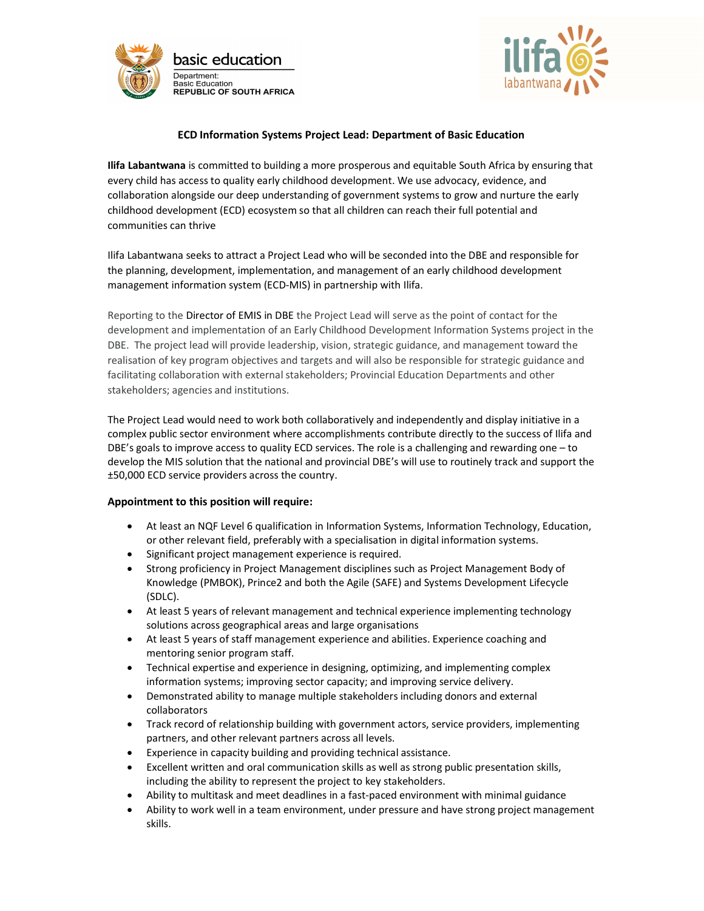basic education

Department:
Basic Education
REPUBLIC OF SOUTH AFRICA

ilifa labantwana

## ECD Information Systems Project Lead: Department of Basic Education

**Ilifa Labantwana** is committed to building a more prosperous and equitable South Africa by ensuring that every child has access to quality early childhood development. We use advocacy, evidence, and collaboration alongside our deep understanding of government systems to grow and nurture the early childhood development (ECD) ecosystem so that all children can reach their full potential and communities can thrive

Ilifa Labantwana seeks to attract a Project Lead who will be seconded into the DBE and responsible for the planning, development, implementation, and management of an early childhood development management information system (ECD-MIS) in partnership with Ilifa.

Reporting to the Director of EMIS in DBE the Project Lead will serve as the point of contact for the development and implementation of an Early Childhood Development Information Systems project in the DBE. The project lead will provide leadership, vision, strategic guidance, and management toward the realisation of key program objectives and targets and will also be responsible for strategic guidance and facilitating collaboration with external stakeholders; Provincial Education Departments and other stakeholders; agencies and institutions.

The Project Lead would need to work both collaboratively and independently and display initiative in a complex public sector environment where accomplishments contribute directly to the success of Ilifa and DBE's goals to improve access to quality ECD services. The role is a challenging and rewarding one – to develop the MIS solution that the national and provincial DBE's will use to routinely track and support the ±50,000 ECD service providers across the country.

**Appointment to this position will require:**

- At least an NQF Level 6 qualification in Information Systems, Information Technology, Education, or other relevant field, preferably with a specialisation in digital information systems.
- Significant project management experience is required.
- Strong proficiency in Project Management disciplines such as Project Management Body of Knowledge (PMBOK), Prince2 and both the Agile (SAFE) and Systems Development Lifecycle (SDLC).
- At least 5 years of relevant management and technical experience implementing technology solutions across geographical areas and large organisations
- At least 5 years of staff management experience and abilities. Experience coaching and mentoring senior program staff.
- Technical expertise and experience in designing, optimizing, and implementing complex information systems; improving sector capacity; and improving service delivery.
- Demonstrated ability to manage multiple stakeholders including donors and external collaborators
- Track record of relationship building with government actors, service providers, implementing partners, and other relevant partners across all levels.
- Experience in capacity building and providing technical assistance.
- Excellent written and oral communication skills as well as strong public presentation skills, including the ability to represent the project to key stakeholders.
- Ability to multitask and meet deadlines in a fast-paced environment with minimal guidance
- Ability to work well in a team environment, under pressure and have strong project management skills.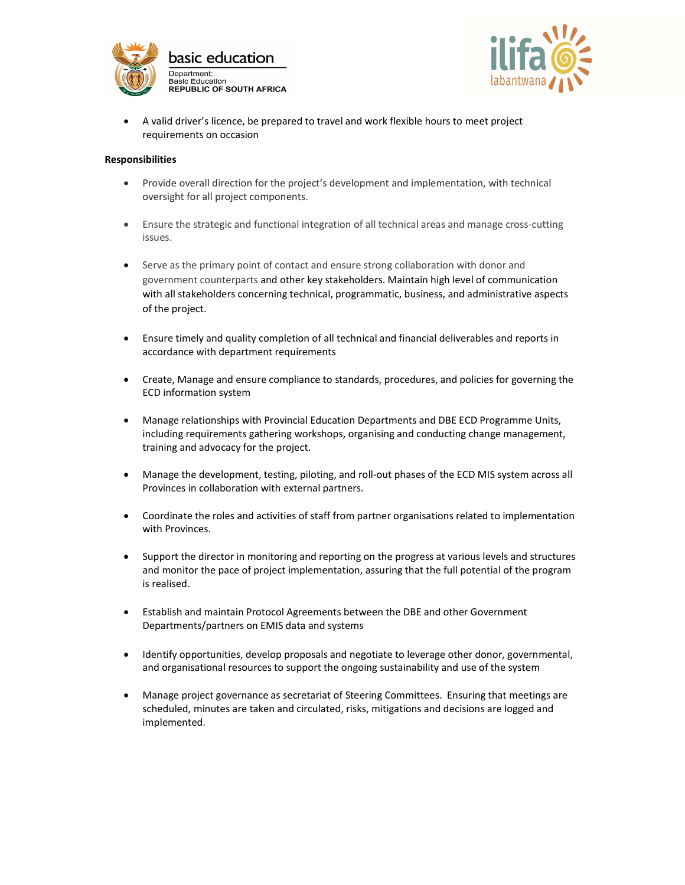- A valid driver's licence, be prepared to travel and work flexible hours to meet project requirements on occasion

**Responsibilities**

- Provide overall direction for the project's development and implementation, with technical oversight for all project components.

- Ensure the strategic and functional integration of all technical areas and manage cross-cutting issues.

- Serve as the primary point of contact and ensure strong collaboration with donor and government counterparts and other key stakeholders. Maintain high level of communication with all stakeholders concerning technical, programmatic, business, and administrative aspects of the project.

- Ensure timely and quality completion of all technical and financial deliverables and reports in accordance with department requirements

- Create, Manage and ensure compliance to standards, procedures, and policies for governing the ECD information system

- Manage relationships with Provincial Education Departments and DBE ECD Programme Units, including requirements gathering workshops, organising and conducting change management, training and advocacy for the project.

- Manage the development, testing, piloting, and roll-out phases of the ECD MIS system across all Provinces in collaboration with external partners.

- Coordinate the roles and activities of staff from partner organisations related to implementation with Provinces.

- Support the director in monitoring and reporting on the progress at various levels and structures and monitor the pace of project implementation, assuring that the full potential of the program is realised.

- Establish and maintain Protocol Agreements between the DBE and other Government Departments/partners on EMIS data and systems

- Identify opportunities, develop proposals and negotiate to leverage other donor, governmental, and organisational resources to support the ongoing sustainability and use of the system

- Manage project governance as secretariat of Steering Committees. Ensuring that meetings are scheduled, minutes are taken and circulated, risks, mitigations and decisions are logged and implemented.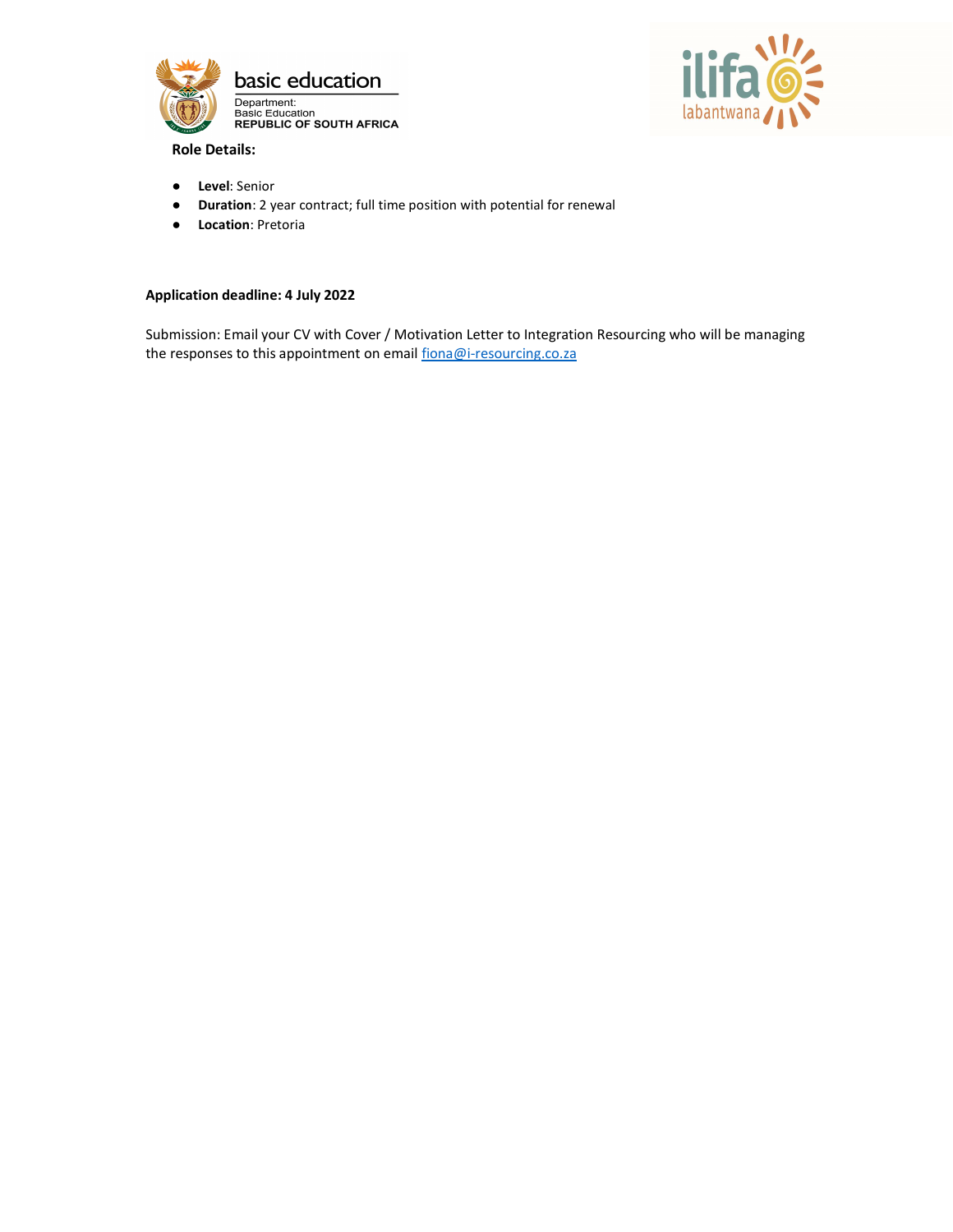**Role Details:**

- **Level**: Senior
- **Duration**: 2 year contract; full time position with potential for renewal
- **Location**: Pretoria

**Application deadline: 4 July 2022**

Submission: Email your CV with Cover / Motivation Letter to Integration Resourcing who will be managing the responses to this appointment on email fiona@i-resourcing.co.za